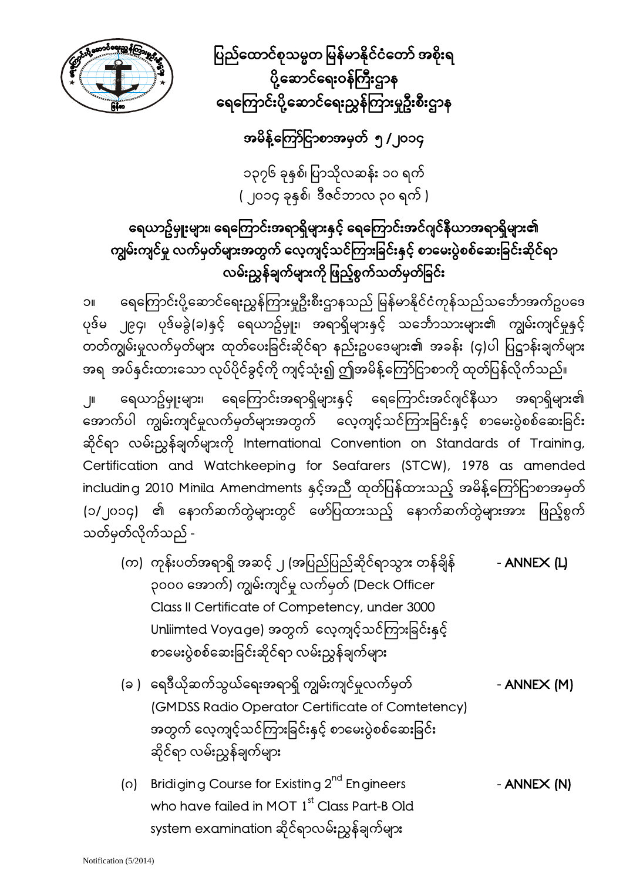# ပြည်ထောင်စုသမ္မတ မြန်မာနိုင်ငံတော် အစိုးရ
# ပို့ဆောင်ရေးဝန်ကြီးဌာန
# ရေကြောင်းပို့ဆောင်ရေးညွှန်ကြားမှုဦးစီးဌာန

## အမိန့်ကြော်ငြာစာအမှတ် ၅ / ၂၀၁၄

၁၃၇၆ ခုနှစ်၊ ပြာသိုလဆန်း ၁၀ ရက်
( ၂၀၁၄ ခုနှစ်၊ ဒီဇင်ဘာလ ၃၀ ရက် )

## ရေယာဉ်မှူးများ၊ ရေကြောင်းအရာရှိများနှင့် ရေကြောင်းအင်ဂျင်နီယာအရာရှိများ၏ ကျွမ်းကျင်မှု လက်မှတ်များအတွက် လေ့ကျင့်သင်ကြားခြင်းနှင့် စာမေးပွဲစစ်ဆေးခြင်းဆိုင်ရာ လမ်းညွှန်ချက်များကို ဖြည့်စွက်သတ်မှတ်ခြင်း

၁။ ရေကြောင်းပို့ဆောင်ရေးညွှန်ကြားမှုဦးစီးဌာနသည် မြန်မာနိုင်ငံကုန်သည်သင်္ဘောအက်ဥပဒေ ပုဒ်မ ၂၉၄၊ ပုဒ်မခွဲ(ခ)နှင့် ရေယာဉ်မှူး၊ အရာရှိများနှင့် သင်္ဘောသားများ၏ ကျွမ်းကျင်မှုနှင့် တတ်ကျွမ်းမှုလက်မှတ်များ ထုတ်ပေးခြင်းဆိုင်ရာ နည်းဥပဒေများ၏ အခန်း (၄)ပါ ပြဋ္ဌာန်းချက်များ အရ အပ်နှင်းထားသော လုပ်ပိုင်ခွင့်ကို ကျင့်သုံး၍ ဤအမိန့်ကြော်ငြာစာကို ထုတ်ပြန်လိုက်သည်။

၂။ ရေယာဉ်မှူးများ၊ ရေကြောင်းအရာရှိများနှင့် ရေကြောင်းအင်ဂျင်နီယာ အရာရှိများ၏ အောက်ပါ ကျွမ်းကျင်မှုလက်မှတ်များအတွက် လေ့ကျင့်သင်ကြားခြင်းနှင့် စာမေးပွဲစစ်ဆေးခြင်း ဆိုင်ရာ လမ်းညွှန်ချက်များကို International Convention on Standards of Training, Certification and Watchkeeping for Seafarers (STCW), 1978 as amended including 2010 Minila Amendments နှင့်အညီ ထုတ်ပြန်ထားသည့် အမိန့်ကြော်ငြာစာအမှတ် (၁/၂၀၁၄) ၏ နောက်ဆက်တွဲများတွင် ဖော်ပြထားသည့် နောက်ဆက်တွဲများအား ဖြည့်စွက် သတ်မှတ်လိုက်သည် -

(က) ကုန်းပတ်အရာရှိ အဆင့် ၂ (အပြည်ပြည်ဆိုင်ရာသွား တန်ချိန် ၃၀၀၀ အောက်) ကျွမ်းကျင်မှု လက်မှတ် (Deck Officer Class II Certificate of Competency, under 3000 Unliimted Voyage) အတွက် လေ့ကျင့်သင်ကြားခြင်းနှင့် စာမေးပွဲစစ်ဆေးခြင်းဆိုင်ရာ လမ်းညွှန်ချက်များ - **ANNEX (L)**

(ခ) ရေဒီယိုဆက်သွယ်ရေးအရာရှိ ကျွမ်းကျင်မှုလက်မှတ် (GMDSS Radio Operator Certificate of Comtetency) အတွက် လေ့ကျင့်သင်ကြားခြင်းနှင့် စာမေးပွဲစစ်ဆေးခြင်း ဆိုင်ရာ လမ်းညွှန်ချက်များ - **ANNEX (M)**

(ဂ) Bridiging Course for Existing 2nd Engineers who have failed in MOT 1st Class Part-B Old system examination ဆိုင်ရာလမ်းညွှန်ချက်များ - **ANNEX (N)**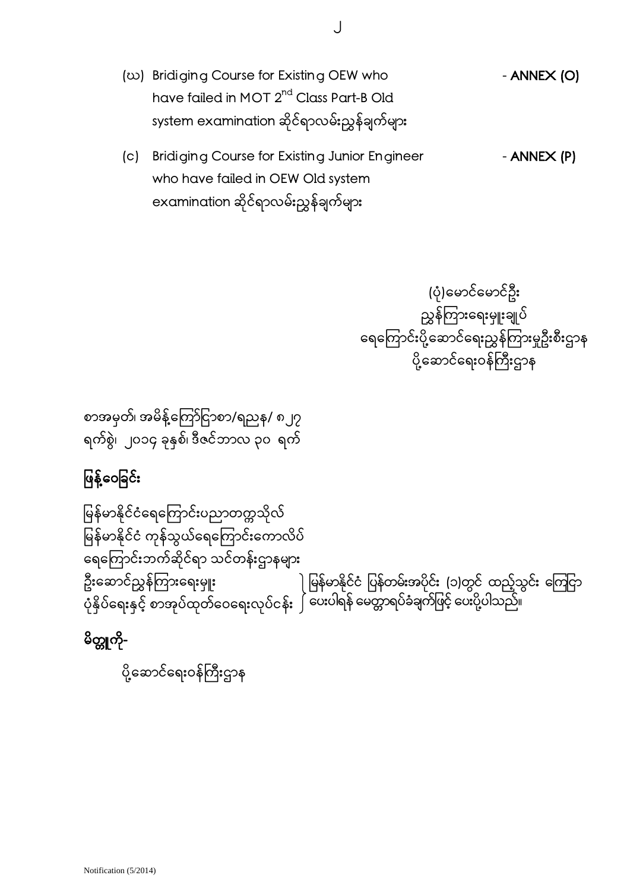(ဃ) Bridiging Course for Existing OEW who have failed in MOT 2nd Class Part-B Old system examination ဆိုင်ရာလမ်းညွှန်ချက်များ - **ANNEX (O)**

(င) Bridiging Course for Existing Junior Engineer who have failed in OEW Old system examination ဆိုင်ရာလမ်းညွှန်ချက်များ - **ANNEX (P)**

(ပုံ)မောင်မောင်ဦး
ညွှန်ကြားရေးမှူးချုပ်
ရေကြောင်းပို့ဆောင်ရေးညွှန်ကြားမှုဦးစီးဌာန
ပို့ဆောင်ရေးဝန်ကြီးဌာန

စာအမှတ်၊ အမိန့်ကြော်ငြာစာ/ရညန/ ၈၂၇
ရက်စွဲ၊ ၂၀၁၄ ခုနှစ်၊ ဒီဇင်ဘာလ ၃၀ ရက်

**ဖြန့်ဝေခြင်း**

မြန်မာနိုင်ငံရေကြောင်းပညာတက္ကသိုလ်
မြန်မာနိုင်ငံ ကုန်သွယ်ရေကြောင်းကောလိပ်
ရေကြောင်းဘက်ဆိုင်ရာ သင်တန်းဌာနများ
ဦးဆောင်ညွှန်ကြားရေးမှူး
ပုံနှိပ်ရေးနှင့် စာအုပ်ထုတ်ဝေရေးလုပ်ငန်း } မြန်မာနိုင်ငံ ပြန်တမ်းအပိုင်း (၁)တွင် ထည့်သွင်း ကြေငြာပေးပါရန် မေတ္တာရပ်ခံချက်ဖြင့် ပေးပို့ပါသည်။

**မိတ္တူကို-**

ပို့ဆောင်ရေးဝန်ကြီးဌာန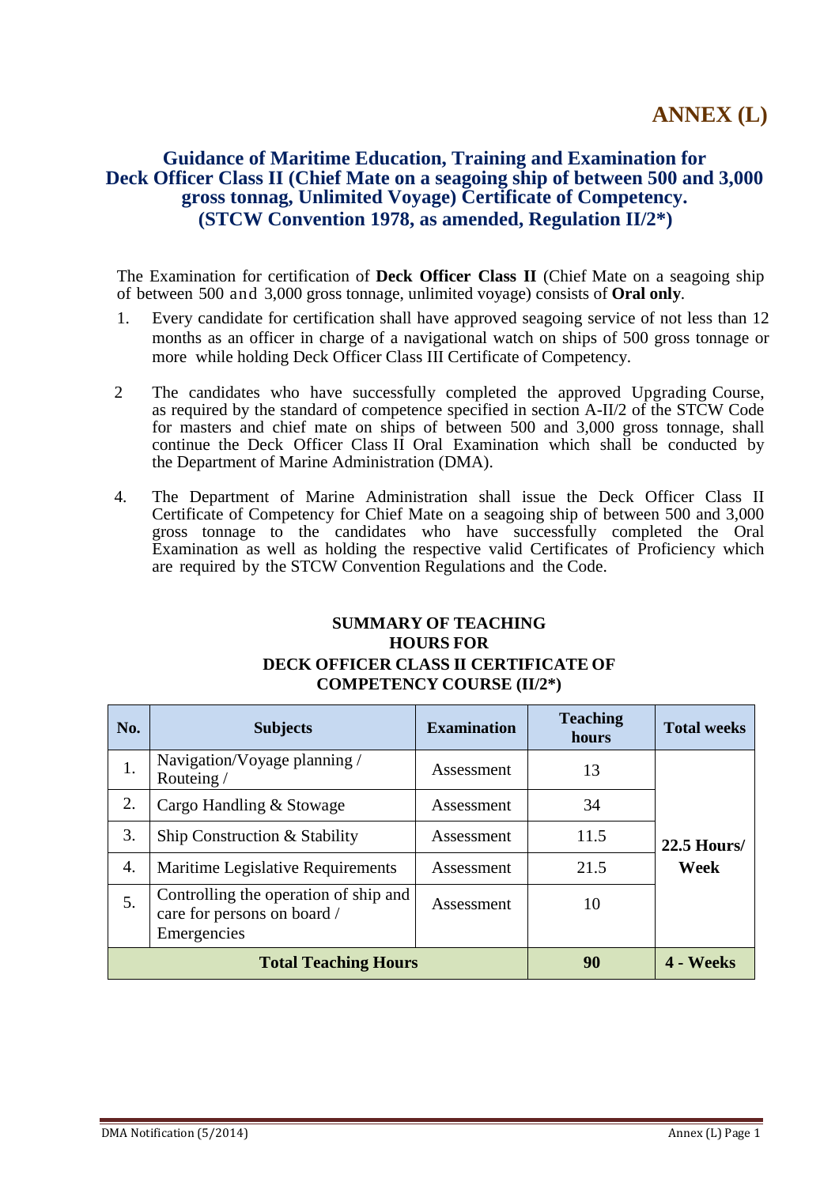# ANNEX (L)

## Guidance of Maritime Education, Training and Examination for Deck Officer Class II (Chief Mate on a seagoing ship of between 500 and 3,000 gross tonnag, Unlimited Voyage) Certificate of Competency. (STCW Convention 1978, as amended, Regulation II/2*)

The Examination for certification of **Deck Officer Class II** (Chief Mate on a seagoing ship of between 500 and 3,000 gross tonnage, unlimited voyage) consists of **Oral only**.

1. Every candidate for certification shall have approved seagoing service of not less than 12 months as an officer in charge of a navigational watch on ships of 500 gross tonnage or more while holding Deck Officer Class III Certificate of Competency.

2 The candidates who have successfully completed the approved Upgrading Course, as required by the standard of competence specified in section A-II/2 of the STCW Code for masters and chief mate on ships of between 500 and 3,000 gross tonnage, shall continue the Deck Officer Class II Oral Examination which shall be conducted by the Department of Marine Administration (DMA).

4. The Department of Marine Administration shall issue the Deck Officer Class II Certificate of Competency for Chief Mate on a seagoing ship of between 500 and 3,000 gross tonnage to the candidates who have successfully completed the Oral Examination as well as holding the respective valid Certificates of Proficiency which are required by the STCW Convention Regulations and the Code.

### SUMMARY OF TEACHING HOURS FOR DECK OFFICER CLASS II CERTIFICATE OF COMPETENCY COURSE (II/2*)

| No. | Subjects | Examination | Teaching hours | Total weeks |
|---|---|---|---|---|
| 1. | Navigation/Voyage planning / Routeing / | Assessment | 13 | **22.5 Hours/ Week** |
| 2. | Cargo Handling & Stowage | Assessment | 34 | |
| 3. | Ship Construction & Stability | Assessment | 11.5 | |
| 4. | Maritime Legislative Requirements | Assessment | 21.5 | |
| 5. | Controlling the operation of ship and care for persons on board / Emergencies | Assessment | 10 | |
| **Total Teaching Hours** | | | **90** | **4 - Weeks** |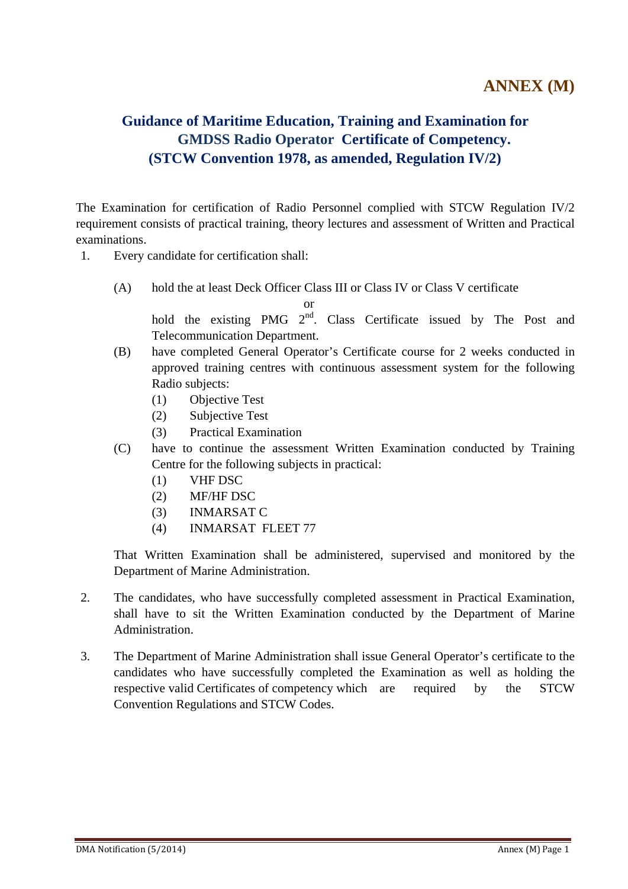# ANNEX (M)

## Guidance of Maritime Education, Training and Examination for GMDSS Radio Operator Certificate of Competency. (STCW Convention 1978, as amended, Regulation IV/2)

The Examination for certification of Radio Personnel complied with STCW Regulation IV/2 requirement consists of practical training, theory lectures and assessment of Written and Practical examinations.

1. Every candidate for certification shall:

   (A) hold the at least Deck Officer Class III or Class IV or Class V certificate

   or

   hold the existing PMG 2nd. Class Certificate issued by The Post and Telecommunication Department.

   (B) have completed General Operator's Certificate course for 2 weeks conducted in approved training centres with continuous assessment system for the following Radio subjects:

   (1) Objective Test
   (2) Subjective Test
   (3) Practical Examination

   (C) have to continue the assessment Written Examination conducted by Training Centre for the following subjects in practical:

   (1) VHF DSC
   (2) MF/HF DSC
   (3) INMARSAT C
   (4) INMARSAT FLEET 77

   That Written Examination shall be administered, supervised and monitored by the Department of Marine Administration.

2. The candidates, who have successfully completed assessment in Practical Examination, shall have to sit the Written Examination conducted by the Department of Marine Administration.

3. The Department of Marine Administration shall issue General Operator's certificate to the candidates who have successfully completed the Examination as well as holding the respective valid Certificates of competency which are required by the STCW Convention Regulations and STCW Codes.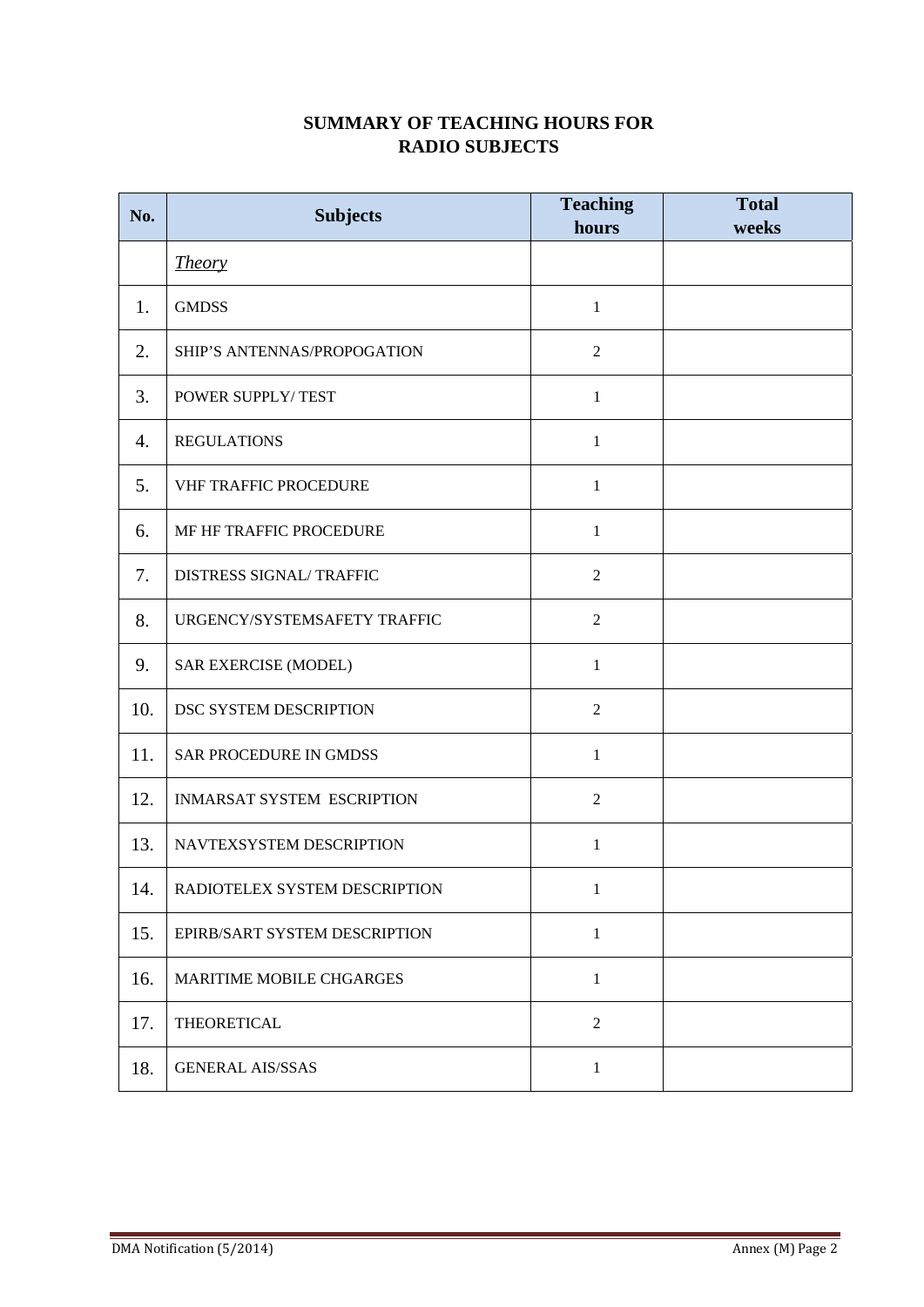## SUMMARY OF TEACHING HOURS FOR RADIO SUBJECTS

| No. | Subjects | Teaching hours | Total weeks |
|---|---|---|---|
| | *Theory* | | |
| 1. | GMDSS | 1 | |
| 2. | SHIP'S ANTENNAS/PROPOGATION | 2 | |
| 3. | POWER SUPPLY/ TEST | 1 | |
| 4. | REGULATIONS | 1 | |
| 5. | VHF TRAFFIC PROCEDURE | 1 | |
| 6. | MF HF TRAFFIC PROCEDURE | 1 | |
| 7. | DISTRESS SIGNAL/ TRAFFIC | 2 | |
| 8. | URGENCY/SYSTEMSAFETY TRAFFIC | 2 | |
| 9. | SAR EXERCISE (MODEL) | 1 | |
| 10. | DSC SYSTEM DESCRIPTION | 2 | |
| 11. | SAR PROCEDURE IN GMDSS | 1 | |
| 12. | INMARSAT SYSTEM ESCRIPTION | 2 | |
| 13. | NAVTEXSYSTEM DESCRIPTION | 1 | |
| 14. | RADIOTELEX SYSTEM DESCRIPTION | 1 | |
| 15. | EPIRB/SART SYSTEM DESCRIPTION | 1 | |
| 16. | MARITIME MOBILE CHGARGES | 1 | |
| 17. | THEORETICAL | 2 | |
| 18. | GENERAL AIS/SSAS | 1 | |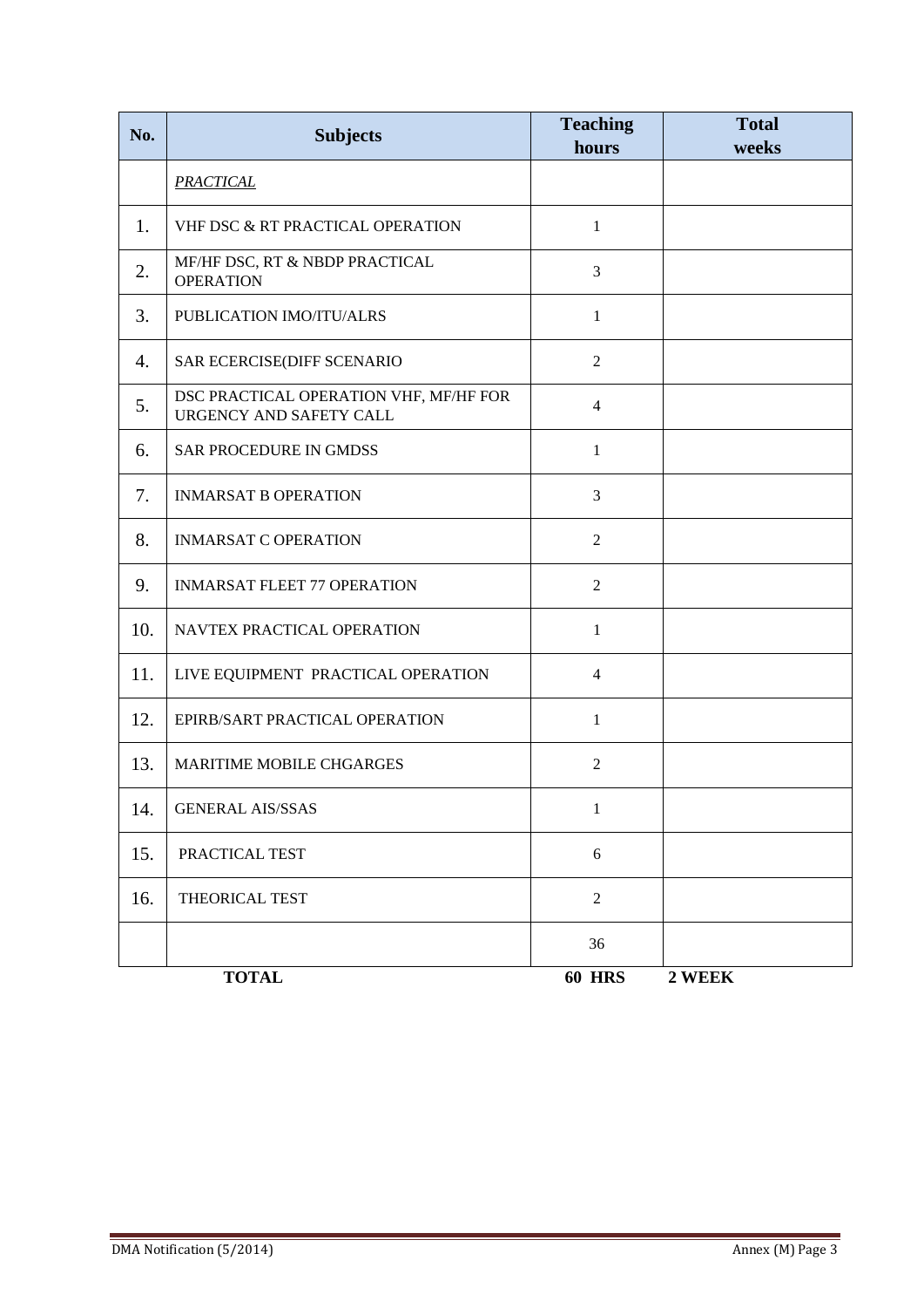| No. | Subjects | Teaching hours | Total weeks |
|---|---|---|---|
| | *PRACTICAL* | | |
| 1. | VHF DSC & RT PRACTICAL OPERATION | 1 | |
| 2. | MF/HF DSC, RT & NBDP PRACTICAL OPERATION | 3 | |
| 3. | PUBLICATION IMO/ITU/ALRS | 1 | |
| 4. | SAR ECERCISE(DIFF SCENARIO | 2 | |
| 5. | DSC PRACTICAL OPERATION VHF, MF/HF FOR URGENCY AND SAFETY CALL | 4 | |
| 6. | SAR PROCEDURE IN GMDSS | 1 | |
| 7. | INMARSAT B OPERATION | 3 | |
| 8. | INMARSAT C OPERATION | 2 | |
| 9. | INMARSAT FLEET 77 OPERATION | 2 | |
| 10. | NAVTEX PRACTICAL OPERATION | 1 | |
| 11. | LIVE EQUIPMENT PRACTICAL OPERATION | 4 | |
| 12. | EPIRB/SART PRACTICAL OPERATION | 1 | |
| 13. | MARITIME MOBILE CHGARGES | 2 | |
| 14. | GENERAL AIS/SSAS | 1 | |
| 15. | PRACTICAL TEST | 6 | |
| 16. | THEORICAL TEST | 2 | |
| | | 36 | |
| | **TOTAL** | **60 HRS** | **2 WEEK** |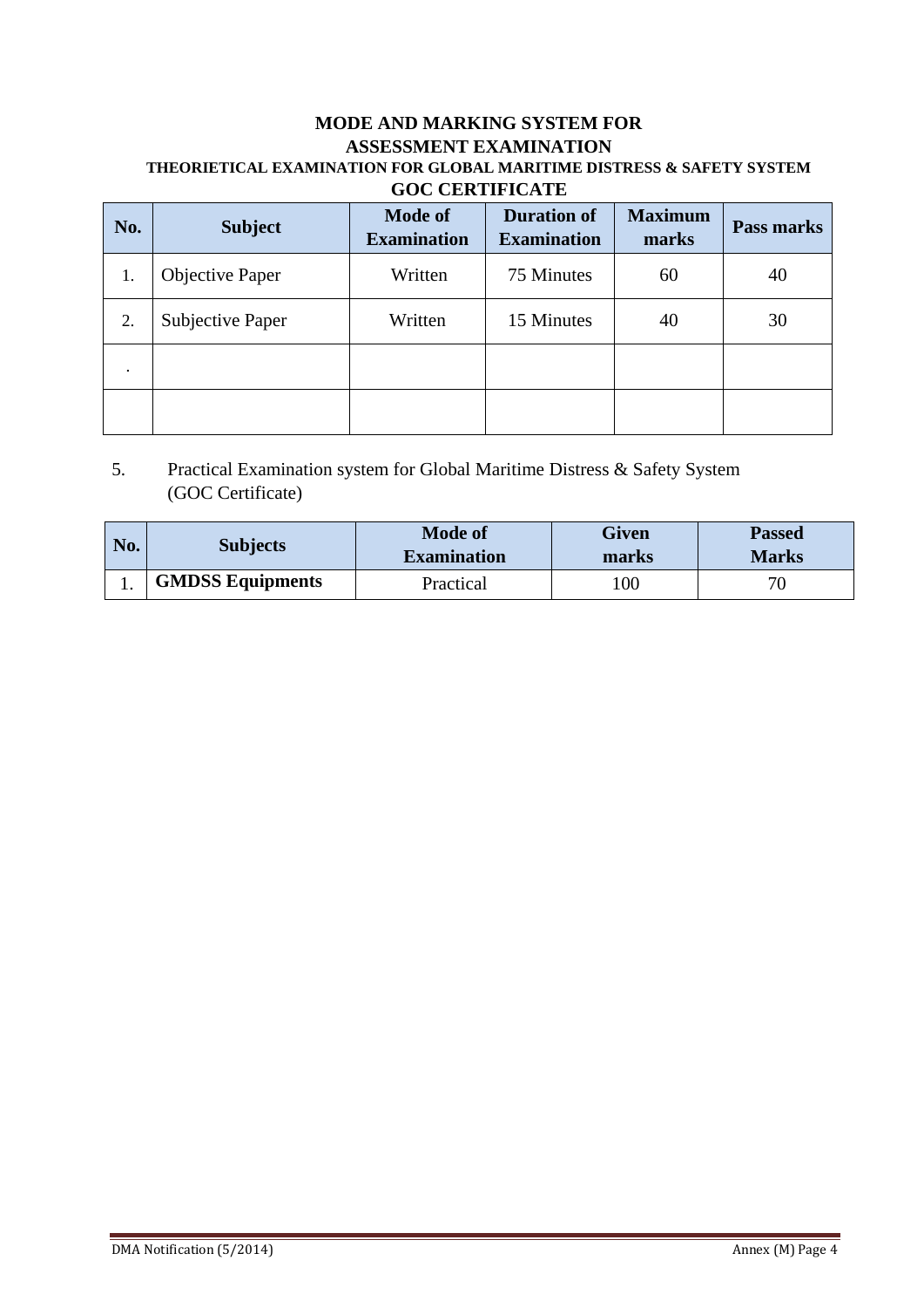## MODE AND MARKING SYSTEM FOR ASSESSMENT EXAMINATION

### THEORIETICAL EXAMINATION FOR GLOBAL MARITIME DISTRESS & SAFETY SYSTEM

### GOC CERTIFICATE

| No. | Subject | Mode of Examination | Duration of Examination | Maximum marks | Pass marks |
|---|---|---|---|---|---|
| 1. | Objective Paper | Written | 75 Minutes | 60 | 40 |
| 2. | Subjective Paper | Written | 15 Minutes | 40 | 30 |
| . | | | | | |
| | | | | | |

5. Practical Examination system for Global Maritime Distress & Safety System (GOC Certificate)

| No. | Subjects | Mode of Examination | Given marks | Passed Marks |
|---|---|---|---|---|
| 1. | **GMDSS Equipments** | Practical | 100 | 70 |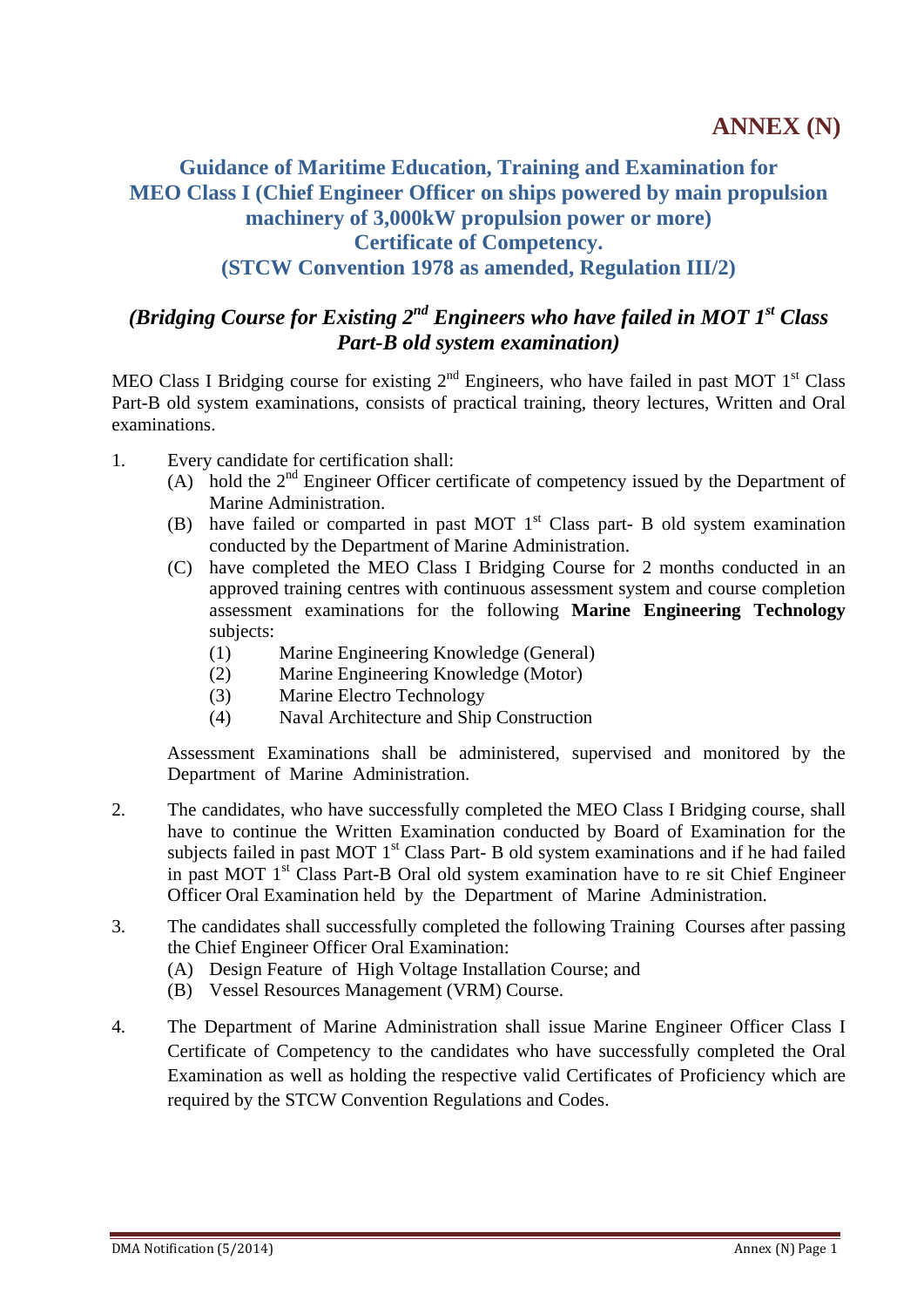# ANNEX (N)

## Guidance of Maritime Education, Training and Examination for MEO Class I (Chief Engineer Officer on ships powered by main propulsion machinery of 3,000kW propulsion power or more) Certificate of Competency. (STCW Convention 1978 as amended, Regulation III/2)

### *(Bridging Course for Existing 2nd Engineers who have failed in MOT 1st Class Part-B old system examination)*

MEO Class I Bridging course for existing 2nd Engineers, who have failed in past MOT 1st Class Part-B old system examinations, consists of practical training, theory lectures, Written and Oral examinations.

1. Every candidate for certification shall:
   - (A) hold the 2nd Engineer Officer certificate of competency issued by the Department of Marine Administration.
   - (B) have failed or comparted in past MOT 1st Class part- B old system examination conducted by the Department of Marine Administration.
   - (C) have completed the MEO Class I Bridging Course for 2 months conducted in an approved training centres with continuous assessment system and course completion assessment examinations for the following **Marine Engineering Technology** subjects:
     - (1) Marine Engineering Knowledge (General)
     - (2) Marine Engineering Knowledge (Motor)
     - (3) Marine Electro Technology
     - (4) Naval Architecture and Ship Construction

   Assessment Examinations shall be administered, supervised and monitored by the Department of Marine Administration.

2. The candidates, who have successfully completed the MEO Class I Bridging course, shall have to continue the Written Examination conducted by Board of Examination for the subjects failed in past MOT 1st Class Part- B old system examinations and if he had failed in past MOT 1st Class Part-B Oral old system examination have to re sit Chief Engineer Officer Oral Examination held by the Department of Marine Administration.

3. The candidates shall successfully completed the following Training Courses after passing the Chief Engineer Officer Oral Examination:
   - (A) Design Feature of High Voltage Installation Course; and
   - (B) Vessel Resources Management (VRM) Course.

4. The Department of Marine Administration shall issue Marine Engineer Officer Class I Certificate of Competency to the candidates who have successfully completed the Oral Examination as well as holding the respective valid Certificates of Proficiency which are required by the STCW Convention Regulations and Codes.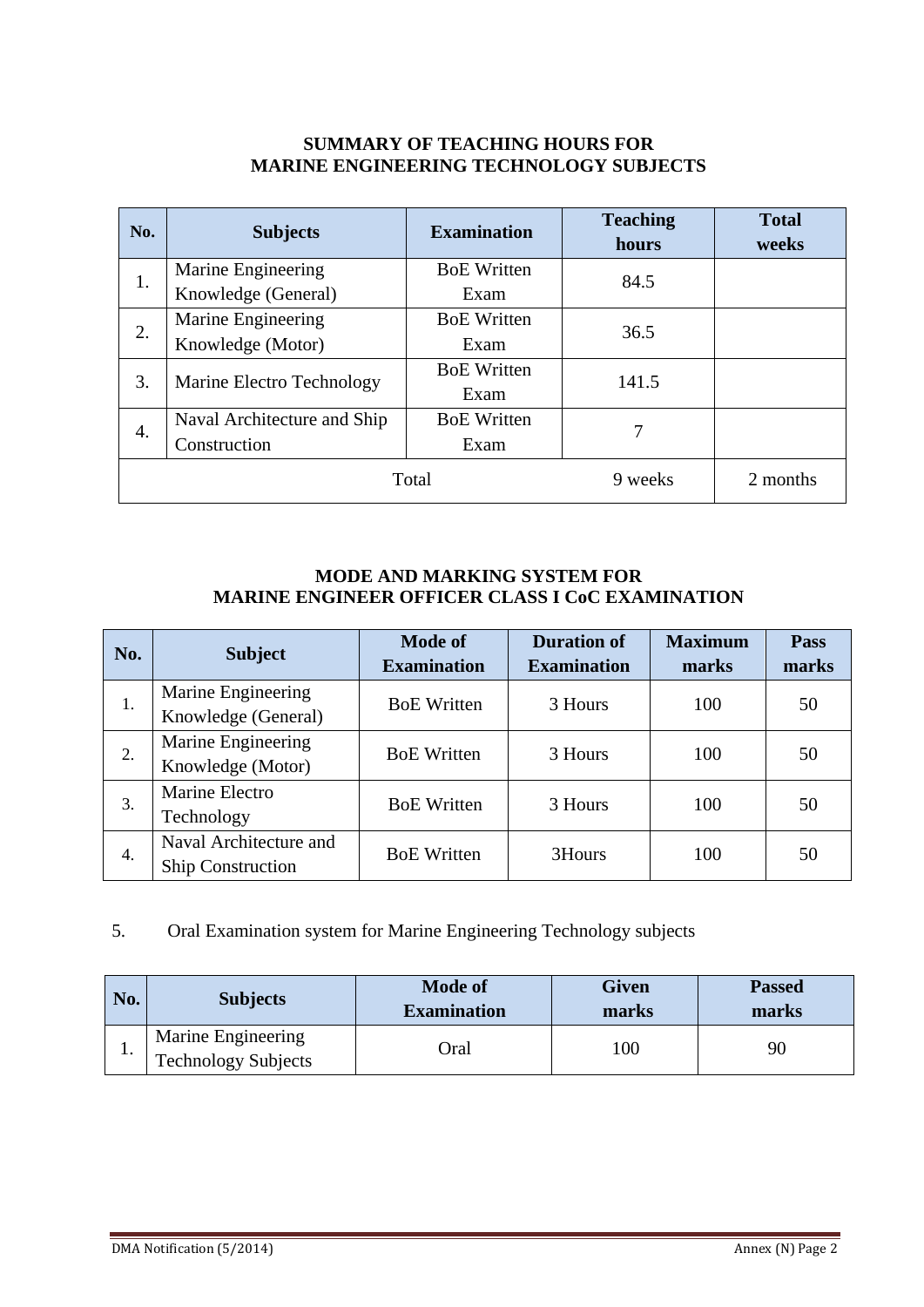## SUMMARY OF TEACHING HOURS FOR MARINE ENGINEERING TECHNOLOGY SUBJECTS

| No. | Subjects | Examination | Teaching hours | Total weeks |
|---|---|---|---|---|
| 1. | Marine Engineering Knowledge (General) | BoE Written Exam | 84.5 | |
| 2. | Marine Engineering Knowledge (Motor) | BoE Written Exam | 36.5 | |
| 3. | Marine Electro Technology | BoE Written Exam | 141.5 | |
| 4. | Naval Architecture and Ship Construction | BoE Written Exam | 7 | |
| | Total | | 9 weeks | 2 months |

## MODE AND MARKING SYSTEM FOR MARINE ENGINEER OFFICER CLASS I CoC EXAMINATION

| No. | Subject | Mode of Examination | Duration of Examination | Maximum marks | Pass marks |
|---|---|---|---|---|---|
| 1. | Marine Engineering Knowledge (General) | BoE Written | 3 Hours | 100 | 50 |
| 2. | Marine Engineering Knowledge (Motor) | BoE Written | 3 Hours | 100 | 50 |
| 3. | Marine Electro Technology | BoE Written | 3 Hours | 100 | 50 |
| 4. | Naval Architecture and Ship Construction | BoE Written | 3Hours | 100 | 50 |

5. Oral Examination system for Marine Engineering Technology subjects

| No. | Subjects | Mode of Examination | Given marks | Passed marks |
|---|---|---|---|---|
| 1. | Marine Engineering Technology Subjects | Oral | 100 | 90 |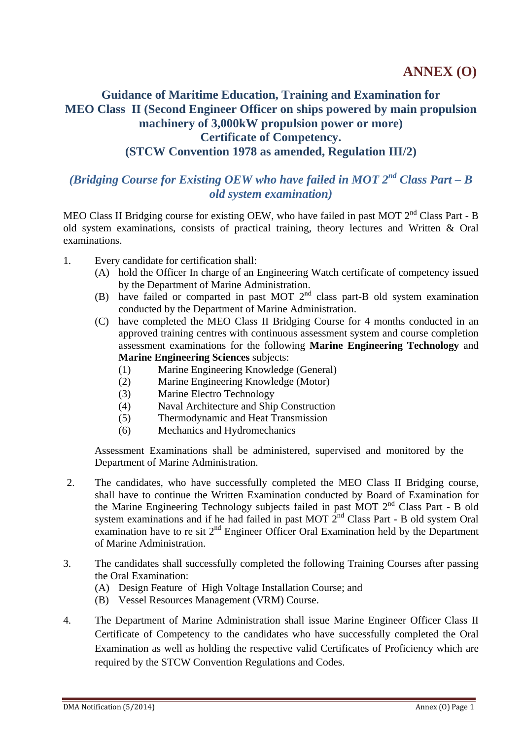# ANNEX (O)

## Guidance of Maritime Education, Training and Examination for MEO Class II (Second Engineer Officer on ships powered by main propulsion machinery of 3,000kW propulsion power or more) Certificate of Competency. (STCW Convention 1978 as amended, Regulation III/2)

### *(Bridging Course for Existing OEW who have failed in MOT 2nd Class Part – B old system examination)*

MEO Class II Bridging course for existing OEW, who have failed in past MOT 2nd Class Part - B old system examinations, consists of practical training, theory lectures and Written & Oral examinations.

1. Every candidate for certification shall:
   (A) hold the Officer In charge of an Engineering Watch certificate of competency issued by the Department of Marine Administration.
   (B) have failed or comparted in past MOT 2nd class part-B old system examination conducted by the Department of Marine Administration.
   (C) have completed the MEO Class II Bridging Course for 4 months conducted in an approved training centres with continuous assessment system and course completion assessment examinations for the following **Marine Engineering Technology** and **Marine Engineering Sciences** subjects:
      (1) Marine Engineering Knowledge (General)
      (2) Marine Engineering Knowledge (Motor)
      (3) Marine Electro Technology
      (4) Naval Architecture and Ship Construction
      (5) Thermodynamic and Heat Transmission
      (6) Mechanics and Hydromechanics

   Assessment Examinations shall be administered, supervised and monitored by the Department of Marine Administration.

2. The candidates, who have successfully completed the MEO Class II Bridging course, shall have to continue the Written Examination conducted by Board of Examination for the Marine Engineering Technology subjects failed in past MOT 2nd Class Part - B old system examinations and if he had failed in past MOT 2nd Class Part - B old system Oral examination have to re sit 2nd Engineer Officer Oral Examination held by the Department of Marine Administration.

3. The candidates shall successfully completed the following Training Courses after passing the Oral Examination:
   (A) Design Feature of High Voltage Installation Course; and
   (B) Vessel Resources Management (VRM) Course.

4. The Department of Marine Administration shall issue Marine Engineer Officer Class II Certificate of Competency to the candidates who have successfully completed the Oral Examination as well as holding the respective valid Certificates of Proficiency which are required by the STCW Convention Regulations and Codes.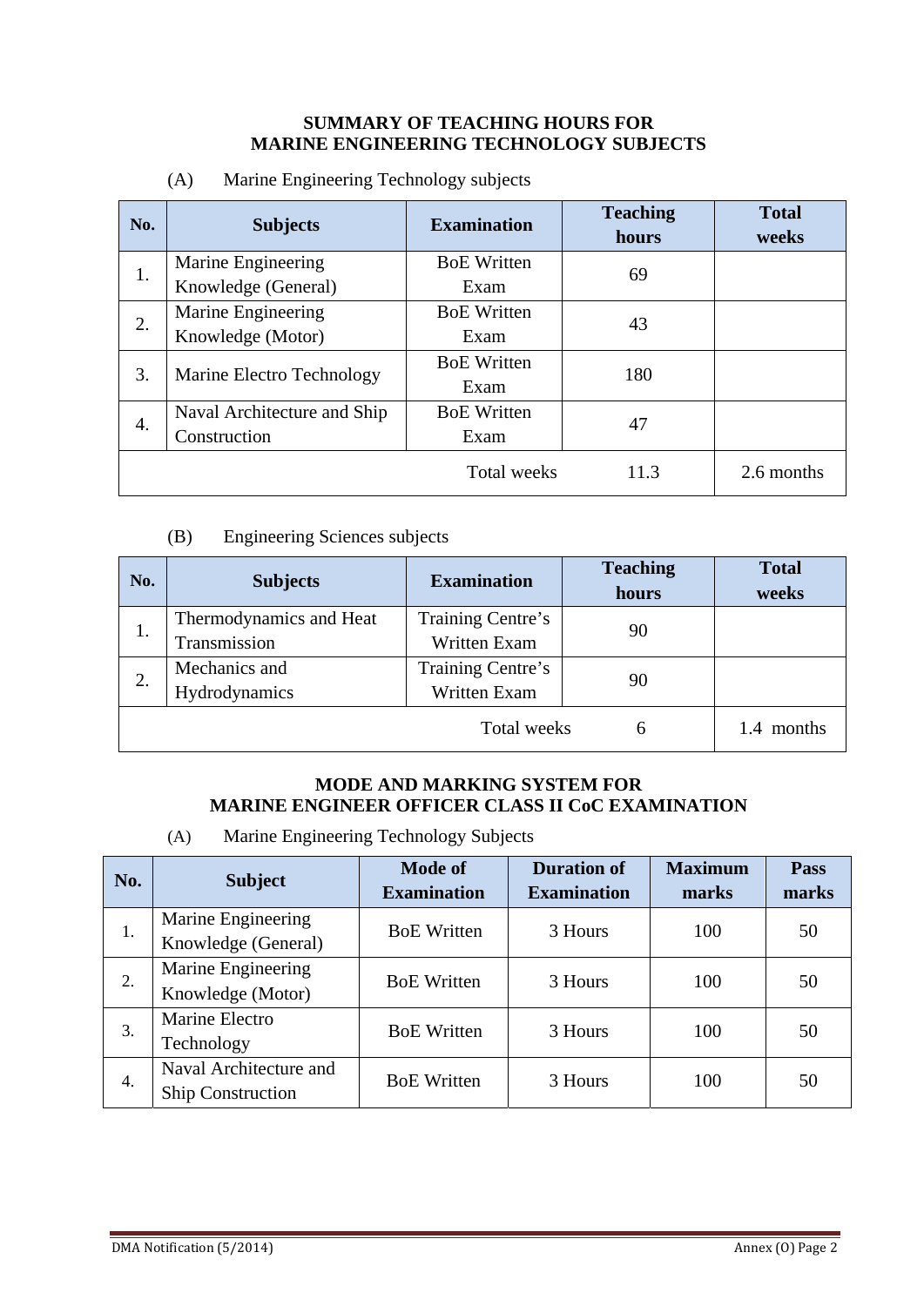## SUMMARY OF TEACHING HOURS FOR MARINE ENGINEERING TECHNOLOGY SUBJECTS

(A) Marine Engineering Technology subjects

| No. | Subjects | Examination | Teaching hours | Total weeks |
|---|---|---|---|---|
| 1. | Marine Engineering Knowledge (General) | BoE Written Exam | 69 | |
| 2. | Marine Engineering Knowledge (Motor) | BoE Written Exam | 43 | |
| 3. | Marine Electro Technology | BoE Written Exam | 180 | |
| 4. | Naval Architecture and Ship Construction | BoE Written Exam | 47 | |
| | | Total weeks | 11.3 | 2.6 months |

(B) Engineering Sciences subjects

| No. | Subjects | Examination | Teaching hours | Total weeks |
|---|---|---|---|---|
| 1. | Thermodynamics and Heat Transmission | Training Centre's Written Exam | 90 | |
| 2. | Mechanics and Hydrodynamics | Training Centre's Written Exam | 90 | |
| | | Total weeks | 6 | 1.4 months |

## MODE AND MARKING SYSTEM FOR MARINE ENGINEER OFFICER CLASS II CoC EXAMINATION

(A) Marine Engineering Technology Subjects

| No. | Subject | Mode of Examination | Duration of Examination | Maximum marks | Pass marks |
|---|---|---|---|---|---|
| 1. | Marine Engineering Knowledge (General) | BoE Written | 3 Hours | 100 | 50 |
| 2. | Marine Engineering Knowledge (Motor) | BoE Written | 3 Hours | 100 | 50 |
| 3. | Marine Electro Technology | BoE Written | 3 Hours | 100 | 50 |
| 4. | Naval Architecture and Ship Construction | BoE Written | 3 Hours | 100 | 50 |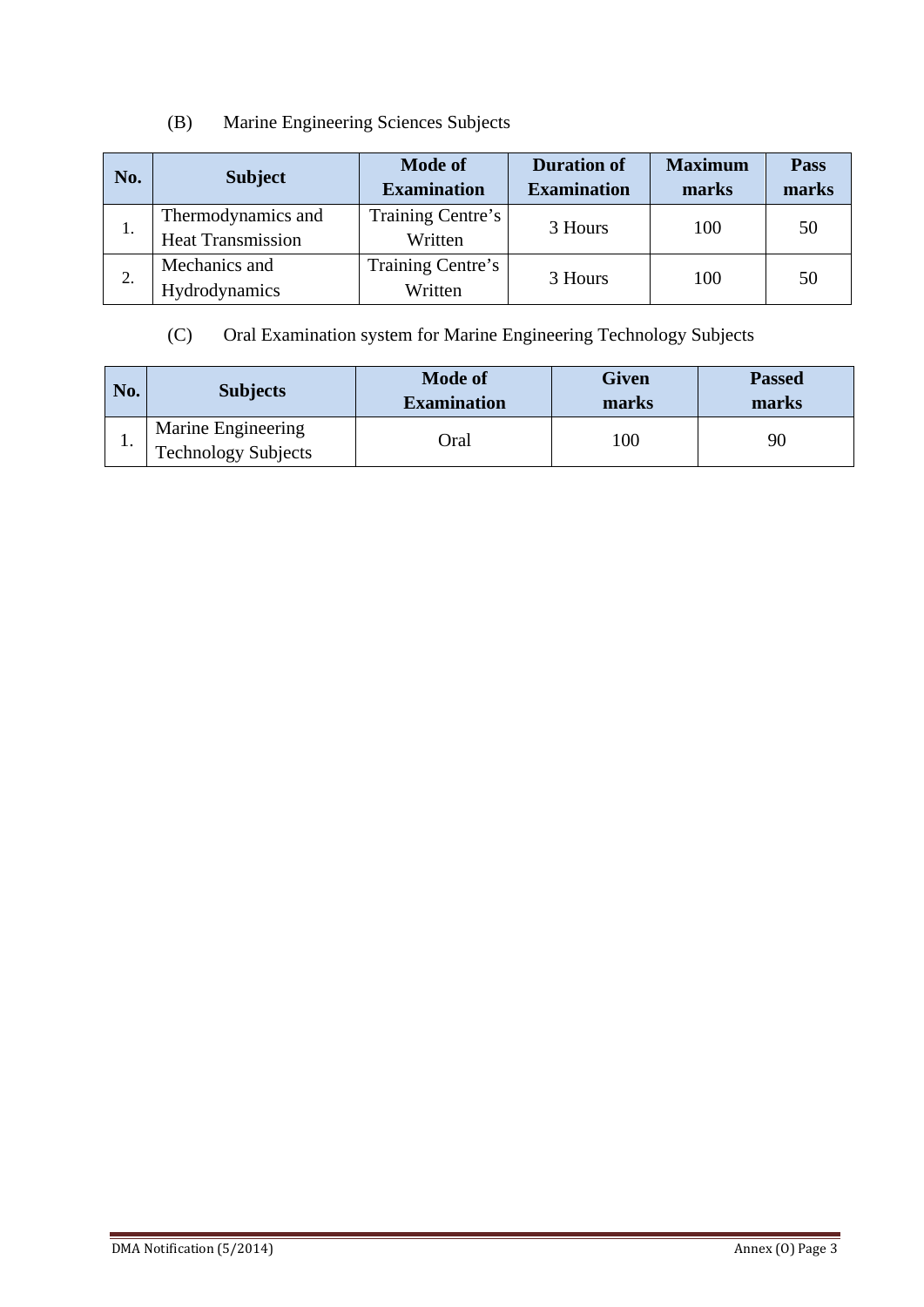(B) Marine Engineering Sciences Subjects

| No. | Subject | Mode of Examination | Duration of Examination | Maximum marks | Pass marks |
|---|---|---|---|---|---|
| 1. | Thermodynamics and Heat Transmission | Training Centre's Written | 3 Hours | 100 | 50 |
| 2. | Mechanics and Hydrodynamics | Training Centre's Written | 3 Hours | 100 | 50 |

(C) Oral Examination system for Marine Engineering Technology Subjects

| No. | Subjects | Mode of Examination | Given marks | Passed marks |
|---|---|---|---|---|
| 1. | Marine Engineering Technology Subjects | Oral | 100 | 90 |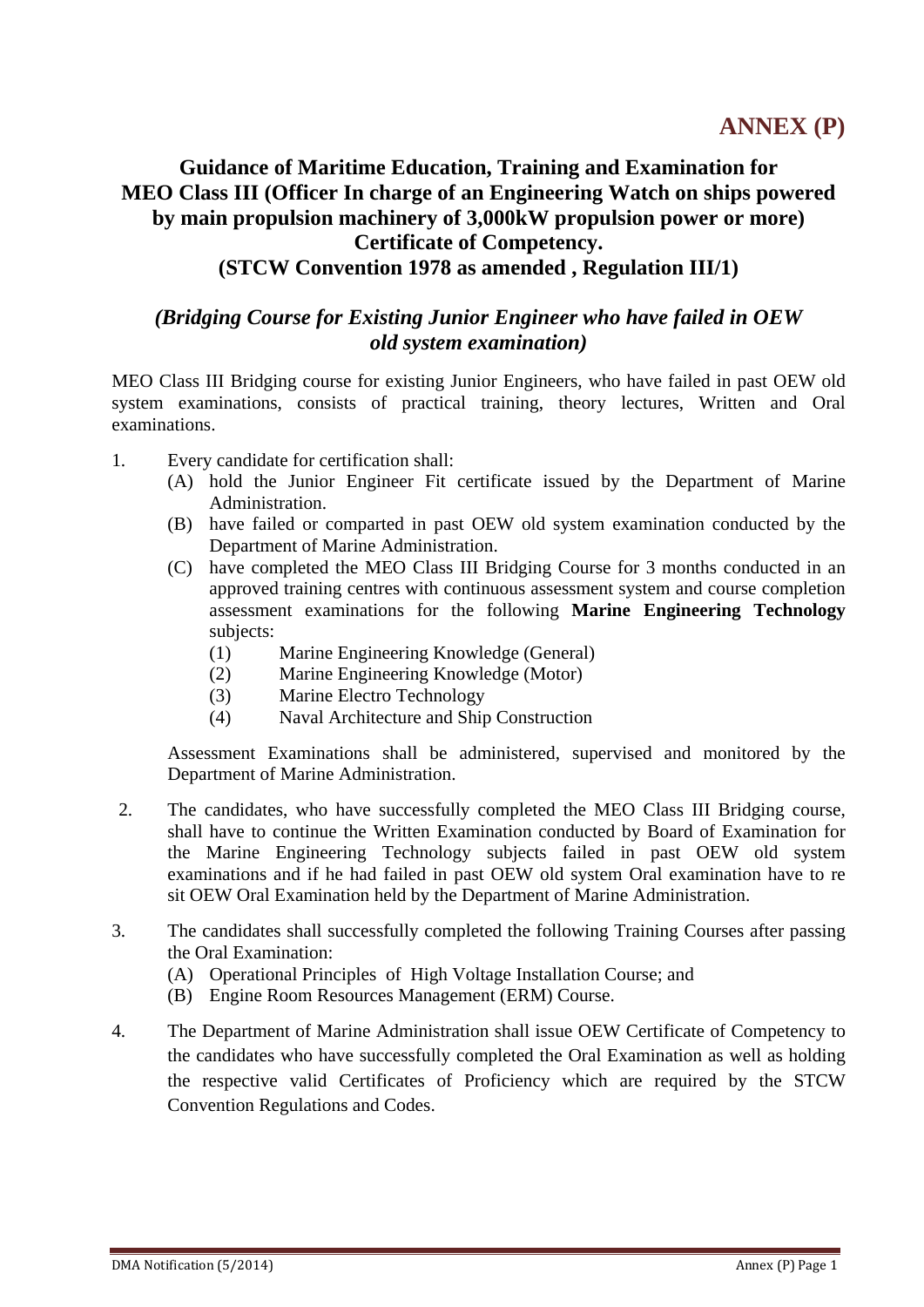# ANNEX (P)

## Guidance of Maritime Education, Training and Examination for MEO Class III (Officer In charge of an Engineering Watch on ships powered by main propulsion machinery of 3,000kW propulsion power or more) Certificate of Competency. (STCW Convention 1978 as amended , Regulation III/1)

### *(Bridging Course for Existing Junior Engineer who have failed in OEW old system examination)*

MEO Class III Bridging course for existing Junior Engineers, who have failed in past OEW old system examinations, consists of practical training, theory lectures, Written and Oral examinations.

1. Every candidate for certification shall:
   - (A) hold the Junior Engineer Fit certificate issued by the Department of Marine Administration.
   - (B) have failed or comparted in past OEW old system examination conducted by the Department of Marine Administration.
   - (C) have completed the MEO Class III Bridging Course for 3 months conducted in an approved training centres with continuous assessment system and course completion assessment examinations for the following **Marine Engineering Technology** subjects:
     - (1) Marine Engineering Knowledge (General)
     - (2) Marine Engineering Knowledge (Motor)
     - (3) Marine Electro Technology
     - (4) Naval Architecture and Ship Construction

   Assessment Examinations shall be administered, supervised and monitored by the Department of Marine Administration.

2. The candidates, who have successfully completed the MEO Class III Bridging course, shall have to continue the Written Examination conducted by Board of Examination for the Marine Engineering Technology subjects failed in past OEW old system examinations and if he had failed in past OEW old system Oral examination have to re sit OEW Oral Examination held by the Department of Marine Administration.

3. The candidates shall successfully completed the following Training Courses after passing the Oral Examination:
   - (A) Operational Principles of High Voltage Installation Course; and
   - (B) Engine Room Resources Management (ERM) Course.

4. The Department of Marine Administration shall issue OEW Certificate of Competency to the candidates who have successfully completed the Oral Examination as well as holding the respective valid Certificates of Proficiency which are required by the STCW Convention Regulations and Codes.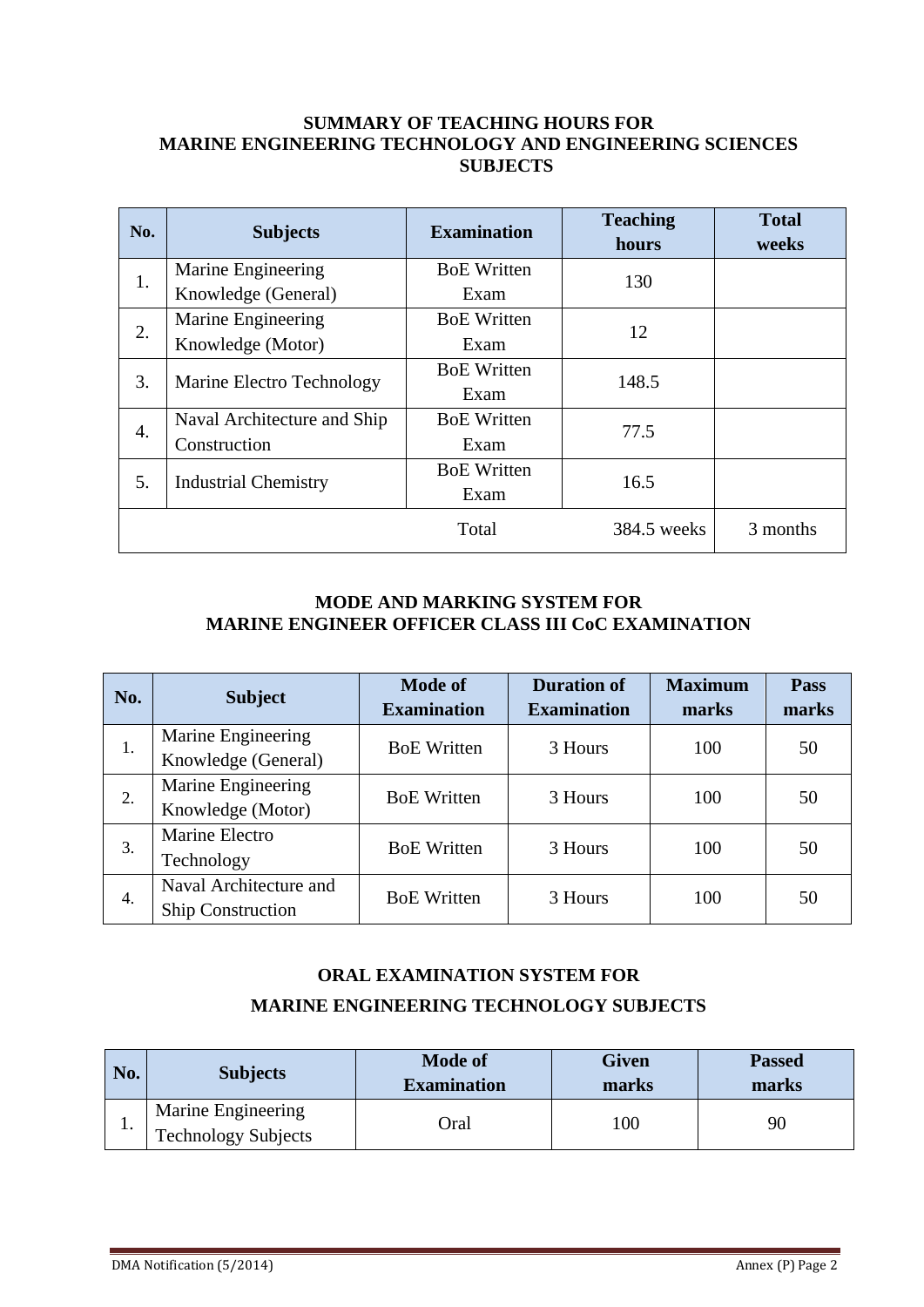**SUMMARY OF TEACHING HOURS FOR MARINE ENGINEERING TECHNOLOGY AND ENGINEERING SCIENCES SUBJECTS**

| No. | Subjects | Examination | Teaching hours | Total weeks |
|---|---|---|---|---|
| 1. | Marine Engineering Knowledge (General) | BoE Written Exam | 130 | |
| 2. | Marine Engineering Knowledge (Motor) | BoE Written Exam | 12 | |
| 3. | Marine Electro Technology | BoE Written Exam | 148.5 | |
| 4. | Naval Architecture and Ship Construction | BoE Written Exam | 77.5 | |
| 5. | Industrial Chemistry | BoE Written Exam | 16.5 | |
| | | Total | 384.5 weeks | 3 months |

**MODE AND MARKING SYSTEM FOR MARINE ENGINEER OFFICER CLASS III CoC EXAMINATION**

| No. | Subject | Mode of Examination | Duration of Examination | Maximum marks | Pass marks |
|---|---|---|---|---|---|
| 1. | Marine Engineering Knowledge (General) | BoE Written | 3 Hours | 100 | 50 |
| 2. | Marine Engineering Knowledge (Motor) | BoE Written | 3 Hours | 100 | 50 |
| 3. | Marine Electro Technology | BoE Written | 3 Hours | 100 | 50 |
| 4. | Naval Architecture and Ship Construction | BoE Written | 3 Hours | 100 | 50 |

**ORAL EXAMINATION SYSTEM FOR**

**MARINE ENGINEERING TECHNOLOGY SUBJECTS**

| No. | Subjects | Mode of Examination | Given marks | Passed marks |
|---|---|---|---|---|
| 1. | Marine Engineering Technology Subjects | Oral | 100 | 90 |